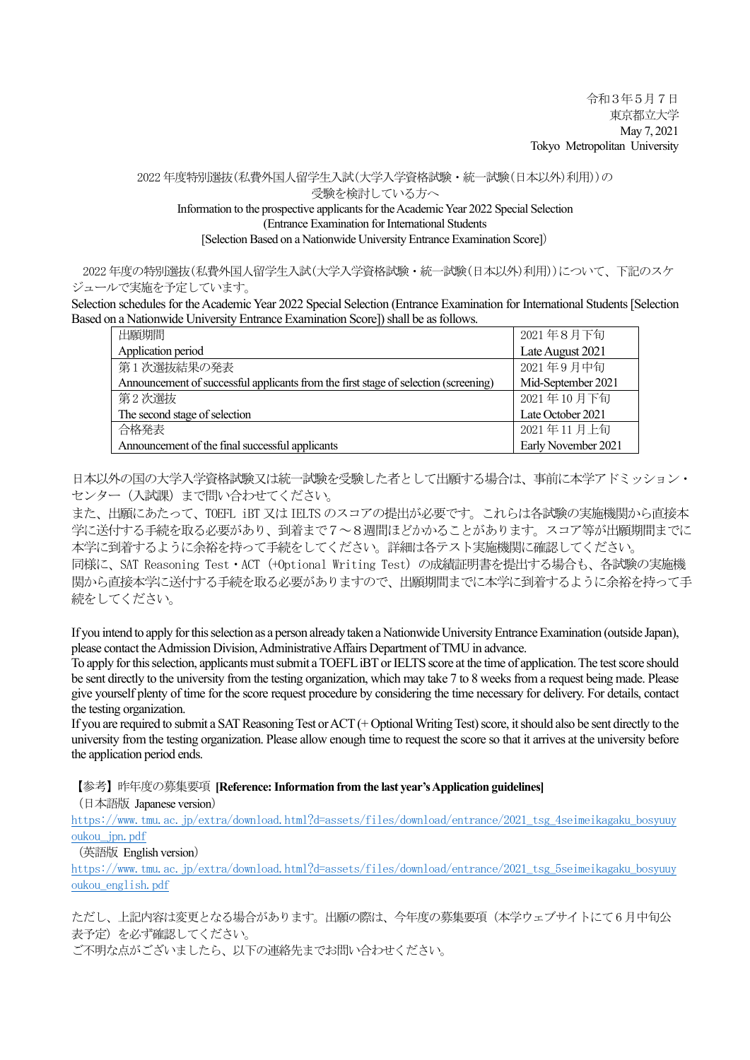令和３年５月７日
東京都立大学
May 7, 2021
Tokyo Metropolitan University

2022 年度特別選抜(私費外国人留学生入試(大学入学資格試験・統一試験(日本以外)利用))の
受験を検討している方へ
Information to the prospective applicants for the Academic Year 2022 Special Selection
(Entrance Examination for International Students
[Selection Based on a Nationwide University Entrance Examination Score])

2022 年度の特別選抜(私費外国人留学生入試(大学入学資格試験・統一試験(日本以外)利用))について、下記のスケジュールで実施を予定しています。
Selection schedules for the Academic Year 2022 Special Selection (Entrance Examination for International Students [Selection Based on a Nationwide University Entrance Examination Score]) shall be as follows.

| | |
|---|---|
| 出願期間<br>Application period | 2021 年８月下旬<br>Late August 2021 |
| 第１次選抜結果の発表<br>Announcement of successful applicants from the first stage of selection (screening) | 2021 年９月中旬<br>Mid-September 2021 |
| 第２次選抜<br>The second stage of selection | 2021 年 10 月下旬<br>Late October 2021 |
| 合格発表<br>Announcement of the final successful applicants | 2021 年 11 月上旬<br>Early November 2021 |

日本以外の国の大学入学資格試験又は統一試験を受験した者として出願する場合は、事前に本学アドミッション・センター（入試課）まで問い合わせてください。
また、出願にあたって、TOEFL iBT 又は IELTS のスコアの提出が必要です。これらは各試験の実施機関から直接本学に送付する手続を取る必要があり、到着まで７～８週間ほどかかることがあります。スコア等が出願期間までに本学に到着するように余裕を持って手続をしてください。詳細は各テスト実施機関に確認してください。
同様に、SAT Reasoning Test・ACT（+Optional Writing Test）の成績証明書を提出する場合も、各試験の実施機関から直接本学に送付する手続を取る必要がありますので、出願期間までに本学に到着するように余裕を持って手続をしてください。

If you intend to apply for this selection as a person already taken a Nationwide University Entrance Examination (outside Japan), please contact the Admission Division, Administrative Affairs Department of TMU in advance.
To apply for this selection, applicants must submit a TOEFL iBT or IELTS score at the time of application. The test score should be sent directly to the university from the testing organization, which may take 7 to 8 weeks from a request being made. Please give yourself plenty of time for the score request procedure by considering the time necessary for delivery. For details, contact the testing organization.
If you are required to submit a SAT Reasoning Test or ACT (+ Optional Writing Test) score, it should also be sent directly to the university from the testing organization. Please allow enough time to request the score so that it arrives at the university before the application period ends.

【参考】昨年度の募集要項 **[Reference: Information from the last year's Application guidelines]**
（日本語版 Japanese version）
https://www.tmu.ac.jp/extra/download.html?d=assets/files/download/entrance/2021_tsg_4seimeikagaku_bosyuuyoukou_jpn.pdf
（英語版 English version）
https://www.tmu.ac.jp/extra/download.html?d=assets/files/download/entrance/2021_tsg_5seimeikagaku_bosyuuyoukou_english.pdf

ただし、上記内容は変更となる場合があります。出願の際は、今年度の募集要項（本学ウェブサイトにて６月中旬公表予定）を必ず確認してください。
ご不明な点がございましたら、以下の連絡先までお問い合わせください。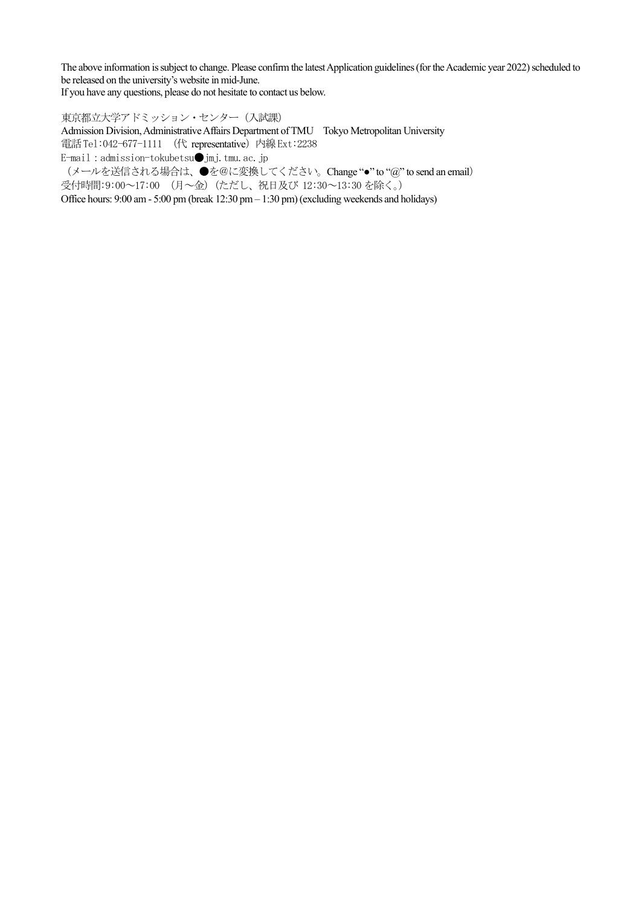The above information is subject to change. Please confirm the latest Application guidelines (for the Academic year 2022) scheduled to be released on the university's website in mid-June.
If you have any questions, please do not hesitate to contact us below.

東京都立大学アドミッション・センター（入試課）
Admission Division, Administrative Affairs Department of TMU　Tokyo Metropolitan University
電話 Tel:042-677-1111　(代 representative) 内線 Ext:2238
E-mail：admission-tokubetsu●jmj.tmu.ac.jp
（メールを送信される場合は、●を@に変換してください。Change "●" to "@" to send an email）
受付時間:9:00～17:00　(月～金) (ただし、祝日及び 12:30～13:30 を除く。)
Office hours: 9:00 am - 5:00 pm (break 12:30 pm – 1:30 pm) (excluding weekends and holidays)